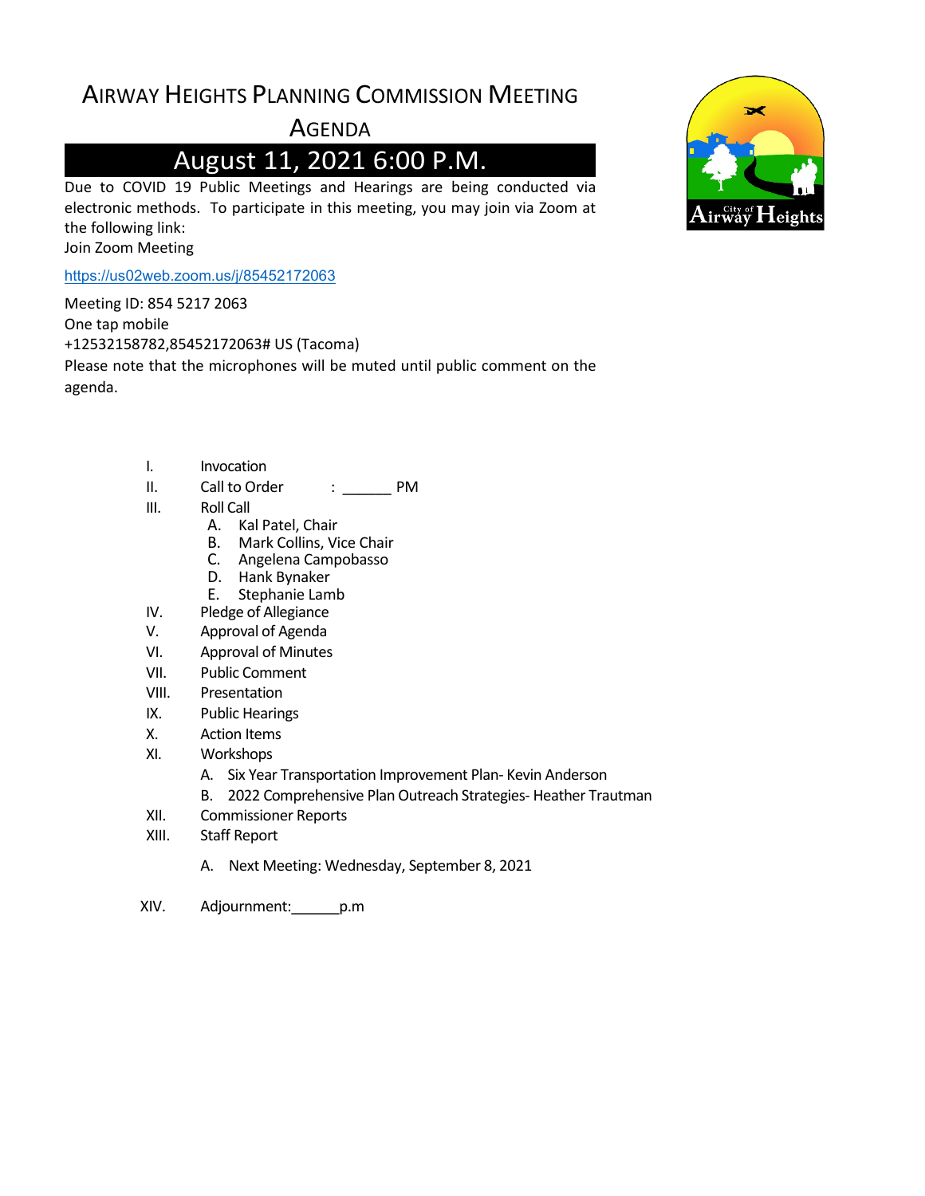# AIRWAY HEIGHTS PLANNING COMMISSION MEETING

## AGENDA

## August 11, 2021 6:00 P.M.

Due to COVID 19 Public Meetings and Hearings are being conducted via electronic methods. To participate in this meeting, you may join via Zoom at the following link:

Join Zoom Meeting

https://us02web.zoom.us/j/85452172063

Meeting ID: 854 5217 2063

One tap mobile

+12532158782,85452172063# US (Tacoma)

Please note that the microphones will be muted until public comment on the agenda.

I. Invocation

II. Call to Order : ______ PM

III. Roll Call

- A. Kal Patel, Chair
- B. Mark Collins, Vice Chair
- C. Angelena Campobasso
- D. Hank Bynaker
- E. Stephanie Lamb

IV. Pledge of Allegiance

V. Approval of Agenda

VI. Approval of Minutes

VII. Public Comment

VIII. Presentation

IX. Public Hearings

X. Action Items

XI. Workshops

- A. Six Year Transportation Improvement Plan- Kevin Anderson
- B. 2022 Comprehensive Plan Outreach Strategies- Heather Trautman

XII. Commissioner Reports

XIII. Staff Report

- A. Next Meeting: Wednesday, September 8, 2021

XIV. Adjournment:______p.m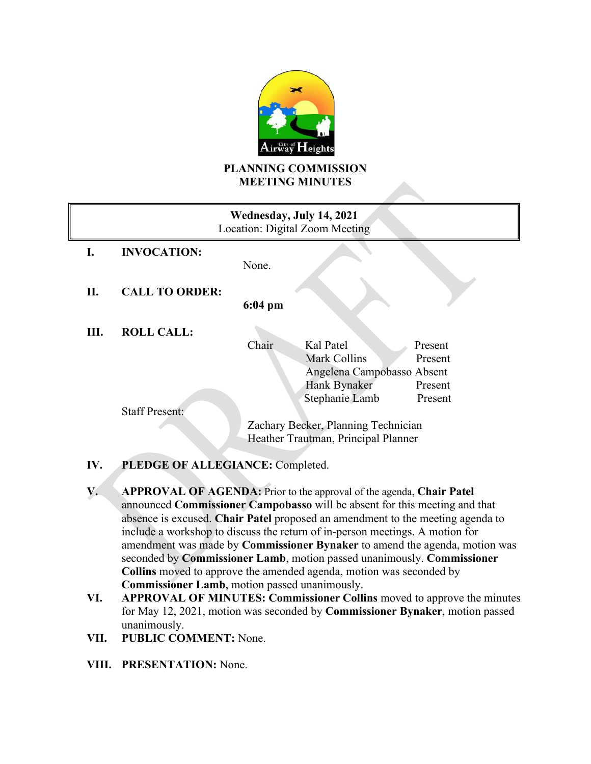## PLANNING COMMISSION
## MEETING MINUTES

**Wednesday, July 14, 2021**
Location: Digital Zoom Meeting

**I. INVOCATION:**

None.

**II. CALL TO ORDER:**

**6:04 pm**

**III. ROLL CALL:**

| | | |
|---|---|---|
| Chair | Kal Patel | Present |
| | Mark Collins | Present |
| | Angelena Campobasso | Absent |
| | Hank Bynaker | Present |
| | Stephanie Lamb | Present |

Staff Present:

Zachary Becker, Planning Technician
Heather Trautman, Principal Planner

**IV. PLEDGE OF ALLEGIANCE:** Completed.

**V. APPROVAL OF AGENDA:** Prior to the approval of the agenda, **Chair Patel** announced **Commissioner Campobasso** will be absent for this meeting and that absence is excused. **Chair Patel** proposed an amendment to the meeting agenda to include a workshop to discuss the return of in-person meetings. A motion for amendment was made by **Commissioner Bynaker** to amend the agenda, motion was seconded by **Commissioner Lamb**, motion passed unanimously. **Commissioner Collins** moved to approve the amended agenda, motion was seconded by **Commissioner Lamb**, motion passed unanimously.

**VI. APPROVAL OF MINUTES: Commissioner Collins** moved to approve the minutes for May 12, 2021, motion was seconded by **Commissioner Bynaker**, motion passed unanimously.

**VII. PUBLIC COMMENT:** None.

**VIII. PRESENTATION:** None.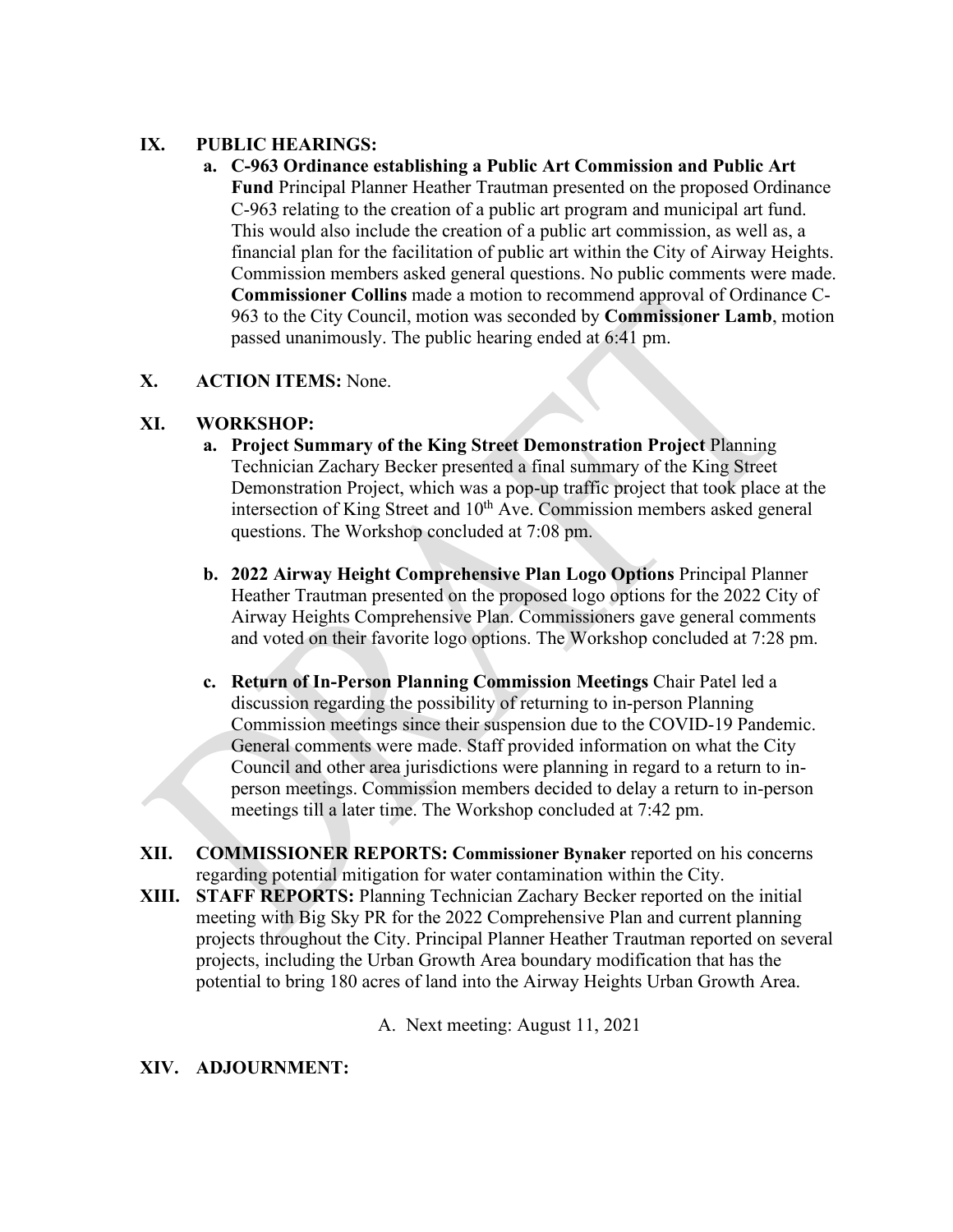**IX. PUBLIC HEARINGS:**

**a. C-963 Ordinance establishing a Public Art Commission and Public Art Fund** Principal Planner Heather Trautman presented on the proposed Ordinance C-963 relating to the creation of a public art program and municipal art fund. This would also include the creation of a public art commission, as well as, a financial plan for the facilitation of public art within the City of Airway Heights. Commission members asked general questions. No public comments were made. **Commissioner Collins** made a motion to recommend approval of Ordinance C-963 to the City Council, motion was seconded by **Commissioner Lamb**, motion passed unanimously. The public hearing ended at 6:41 pm.

**X. ACTION ITEMS:** None.

**XI. WORKSHOP:**

**a. Project Summary of the King Street Demonstration Project** Planning Technician Zachary Becker presented a final summary of the King Street Demonstration Project, which was a pop-up traffic project that took place at the intersection of King Street and 10th Ave. Commission members asked general questions. The Workshop concluded at 7:08 pm.

**b. 2022 Airway Height Comprehensive Plan Logo Options** Principal Planner Heather Trautman presented on the proposed logo options for the 2022 City of Airway Heights Comprehensive Plan. Commissioners gave general comments and voted on their favorite logo options. The Workshop concluded at 7:28 pm.

**c. Return of In-Person Planning Commission Meetings** Chair Patel led a discussion regarding the possibility of returning to in-person Planning Commission meetings since their suspension due to the COVID-19 Pandemic. General comments were made. Staff provided information on what the City Council and other area jurisdictions were planning in regard to a return to in-person meetings. Commission members decided to delay a return to in-person meetings till a later time. The Workshop concluded at 7:42 pm.

**XII. COMMISSIONER REPORTS: Commissioner Bynaker** reported on his concerns regarding potential mitigation for water contamination within the City.

**XIII. STAFF REPORTS:** Planning Technician Zachary Becker reported on the initial meeting with Big Sky PR for the 2022 Comprehensive Plan and current planning projects throughout the City. Principal Planner Heather Trautman reported on several projects, including the Urban Growth Area boundary modification that has the potential to bring 180 acres of land into the Airway Heights Urban Growth Area.

A. Next meeting: August 11, 2021

**XIV. ADJOURNMENT:**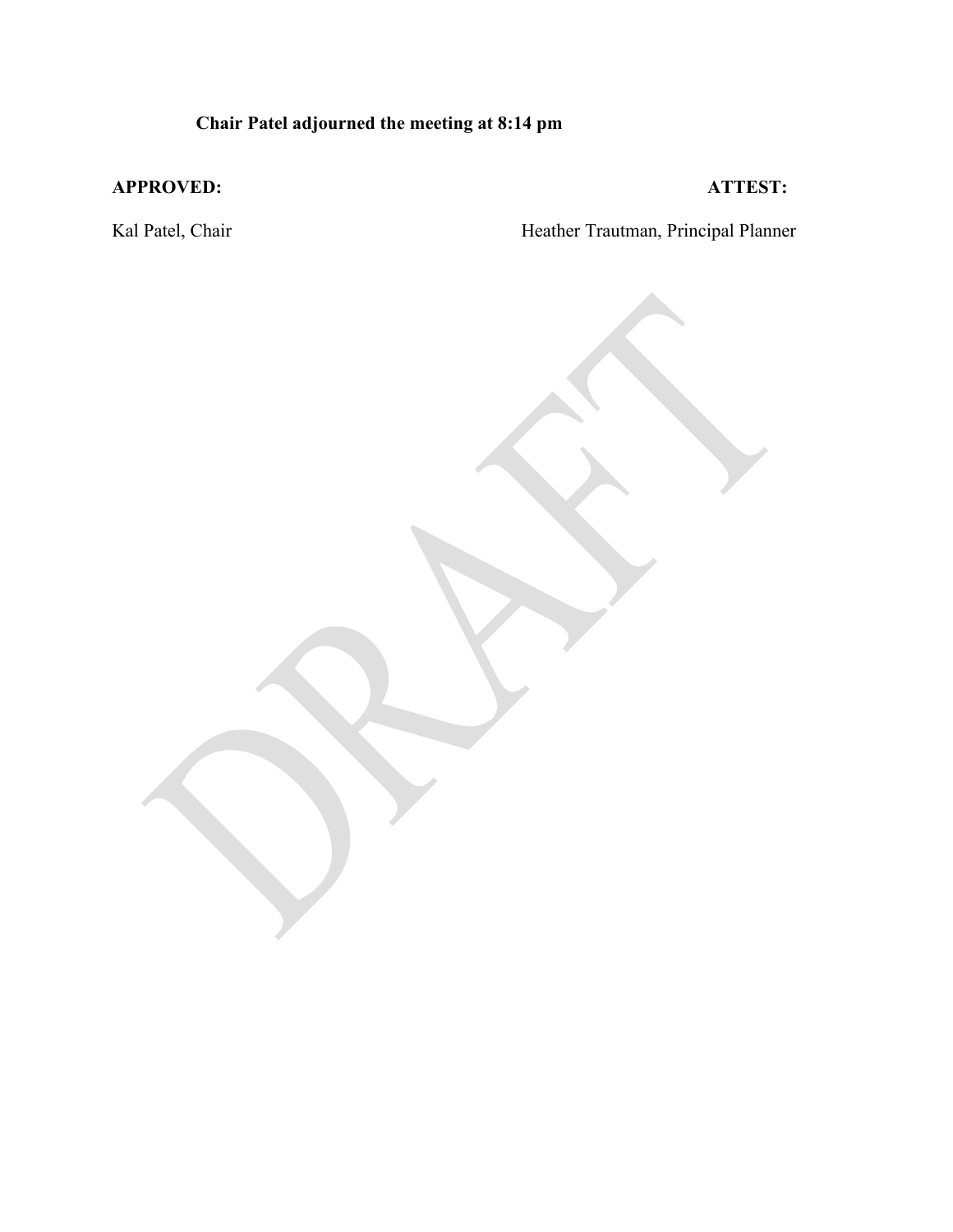**Chair Patel adjourned the meeting at 8:14 pm**

**APPROVED:** **ATTEST:**

Kal Patel, Chair

Heather Trautman, Principal Planner

DRAFT